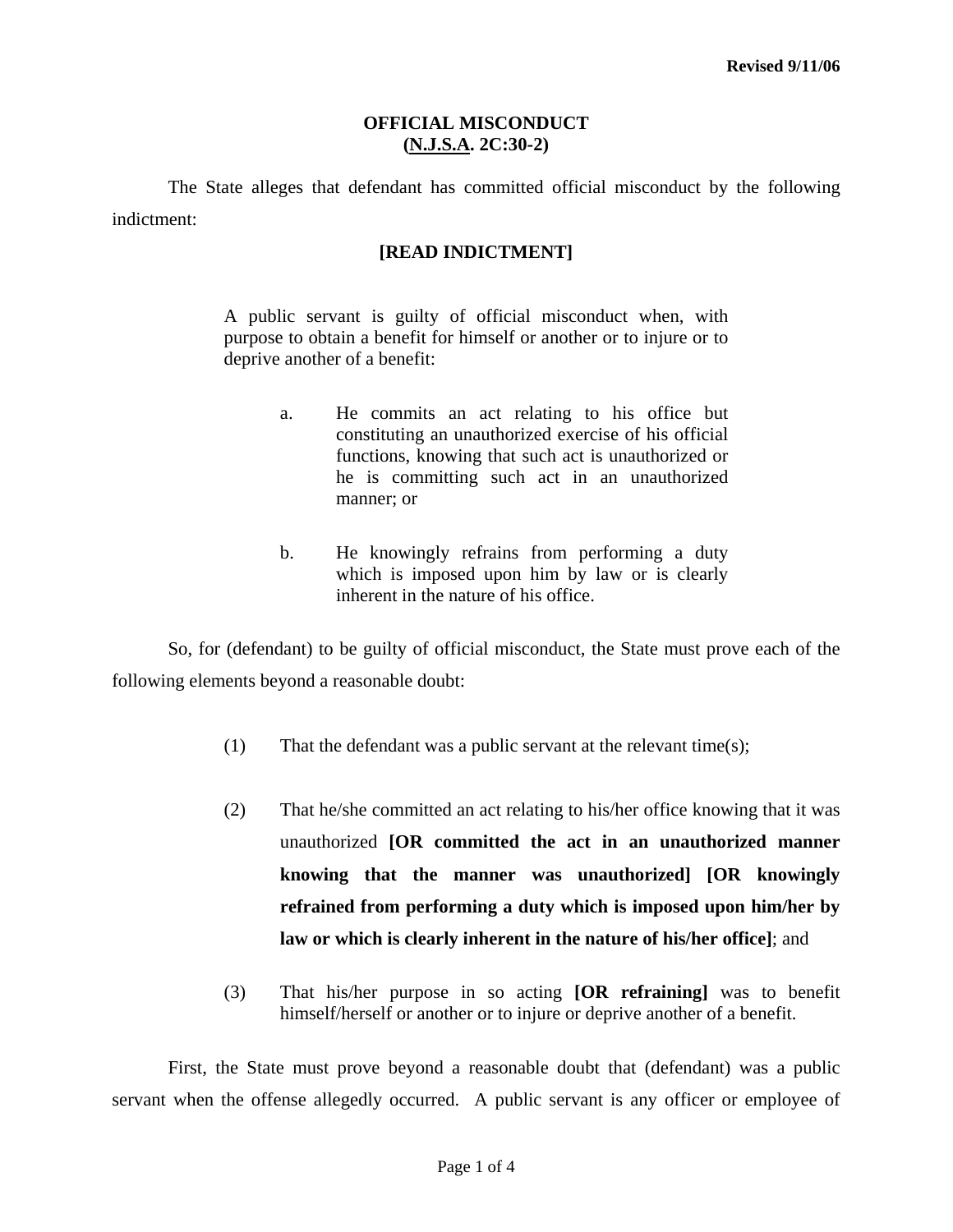Revised 9/11/06

# OFFICIAL MISCONDUCT
## (N.J.S.A. 2C:30-2)

The State alleges that defendant has committed official misconduct by the following indictment:

**[READ INDICTMENT]**

> A public servant is guilty of official misconduct when, with purpose to obtain a benefit for himself or another or to injure or to deprive another of a benefit:
>
> a. He commits an act relating to his office but constituting an unauthorized exercise of his official functions, knowing that such act is unauthorized or he is committing such act in an unauthorized manner; or
>
> b. He knowingly refrains from performing a duty which is imposed upon him by law or is clearly inherent in the nature of his office.

So, for (defendant) to be guilty of official misconduct, the State must prove each of the following elements beyond a reasonable doubt:

(1) That the defendant was a public servant at the relevant time(s);

(2) That he/she committed an act relating to his/her office knowing that it was unauthorized **[OR committed the act in an unauthorized manner knowing that the manner was unauthorized] [OR knowingly refrained from performing a duty which is imposed upon him/her by law or which is clearly inherent in the nature of his/her office]**; and

(3) That his/her purpose in so acting **[OR refraining]** was to benefit himself/herself or another or to injure or deprive another of a benefit.

First, the State must prove beyond a reasonable doubt that (defendant) was a public servant when the offense allegedly occurred. A public servant is any officer or employee of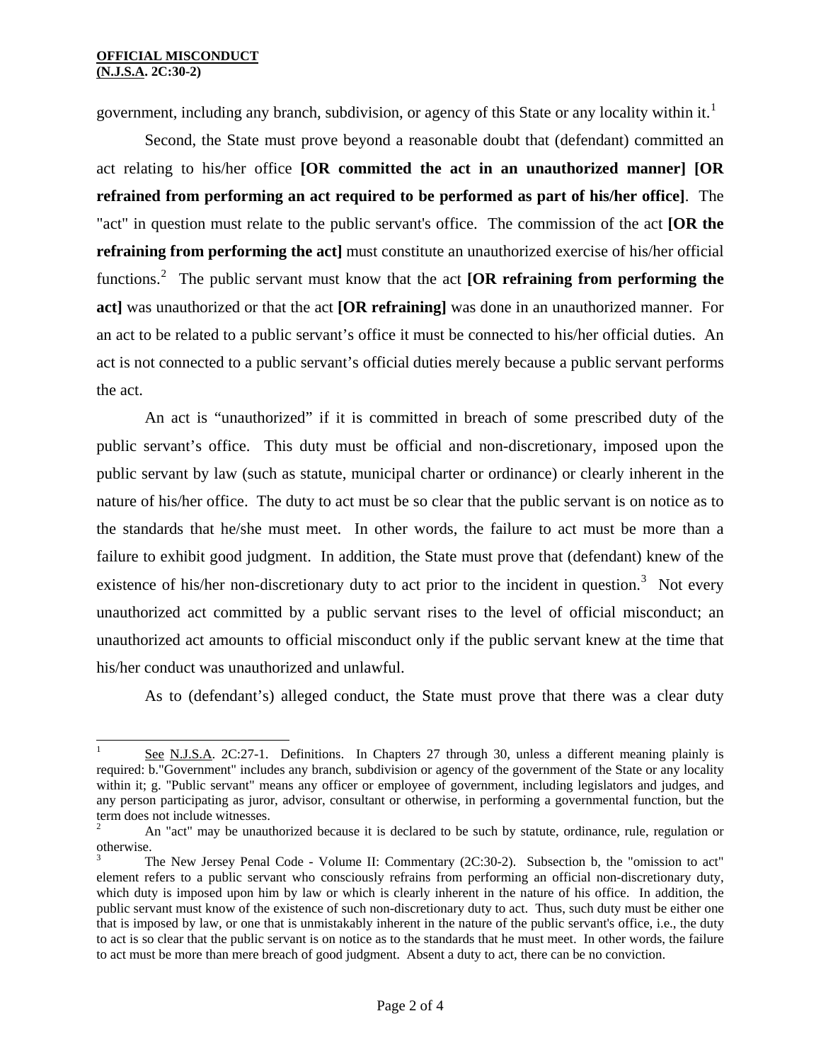government, including any branch, subdivision, or agency of this State or any locality within it.[1]

Second, the State must prove beyond a reasonable doubt that (defendant) committed an act relating to his/her office **[OR committed the act in an unauthorized manner] [OR refrained from performing an act required to be performed as part of his/her office]**. The "act" in question must relate to the public servant's office. The commission of the act **[OR the refraining from performing the act]** must constitute an unauthorized exercise of his/her official functions.[2] The public servant must know that the act **[OR refraining from performing the act]** was unauthorized or that the act **[OR refraining]** was done in an unauthorized manner. For an act to be related to a public servant's office it must be connected to his/her official duties. An act is not connected to a public servant's official duties merely because a public servant performs the act.

An act is "unauthorized" if it is committed in breach of some prescribed duty of the public servant's office. This duty must be official and non-discretionary, imposed upon the public servant by law (such as statute, municipal charter or ordinance) or clearly inherent in the nature of his/her office. The duty to act must be so clear that the public servant is on notice as to the standards that he/she must meet. In other words, the failure to act must be more than a failure to exhibit good judgment. In addition, the State must prove that (defendant) knew of the existence of his/her non-discretionary duty to act prior to the incident in question.[3] Not every unauthorized act committed by a public servant rises to the level of official misconduct; an unauthorized act amounts to official misconduct only if the public servant knew at the time that his/her conduct was unauthorized and unlawful.

As to (defendant's) alleged conduct, the State must prove that there was a clear duty

---

[1] See N.J.S.A. 2C:27-1. Definitions. In Chapters 27 through 30, unless a different meaning plainly is required: b."Government" includes any branch, subdivision or agency of the government of the State or any locality within it; g. "Public servant" means any officer or employee of government, including legislators and judges, and any person participating as juror, advisor, consultant or otherwise, in performing a governmental function, but the term does not include witnesses.

[2] An "act" may be unauthorized because it is declared to be such by statute, ordinance, rule, regulation or otherwise.

[3] The New Jersey Penal Code - Volume II: Commentary (2C:30-2). Subsection b, the "omission to act" element refers to a public servant who consciously refrains from performing an official non-discretionary duty, which duty is imposed upon him by law or which is clearly inherent in the nature of his office. In addition, the public servant must know of the existence of such non-discretionary duty to act. Thus, such duty must be either one that is imposed by law, or one that is unmistakably inherent in the nature of the public servant's office, i.e., the duty to act is so clear that the public servant is on notice as to the standards that he must meet. In other words, the failure to act must be more than mere breach of good judgment. Absent a duty to act, there can be no conviction.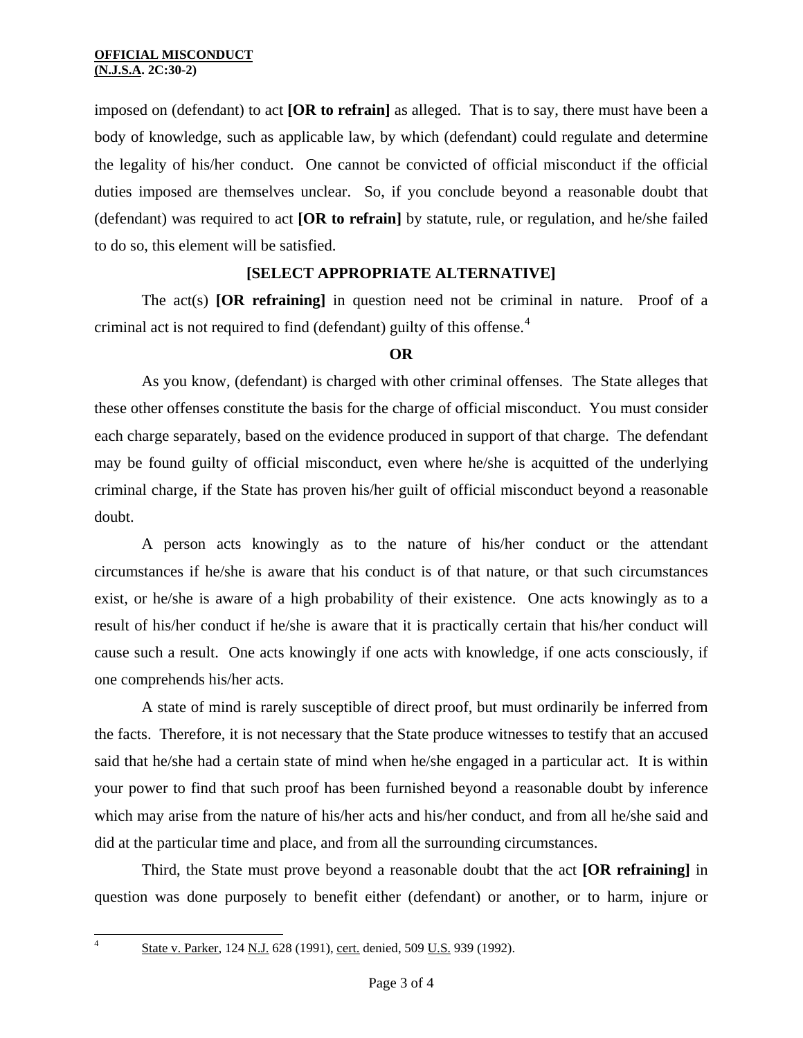imposed on (defendant) to act **[OR to refrain]** as alleged. That is to say, there must have been a body of knowledge, such as applicable law, by which (defendant) could regulate and determine the legality of his/her conduct. One cannot be convicted of official misconduct if the official duties imposed are themselves unclear. So, if you conclude beyond a reasonable doubt that (defendant) was required to act **[OR to refrain]** by statute, rule, or regulation, and he/she failed to do so, this element will be satisfied.

**[SELECT APPROPRIATE ALTERNATIVE]**

The act(s) **[OR refraining]** in question need not be criminal in nature. Proof of a criminal act is not required to find (defendant) guilty of this offense.[4]

**OR**

As you know, (defendant) is charged with other criminal offenses. The State alleges that these other offenses constitute the basis for the charge of official misconduct. You must consider each charge separately, based on the evidence produced in support of that charge. The defendant may be found guilty of official misconduct, even where he/she is acquitted of the underlying criminal charge, if the State has proven his/her guilt of official misconduct beyond a reasonable doubt.

A person acts knowingly as to the nature of his/her conduct or the attendant circumstances if he/she is aware that his conduct is of that nature, or that such circumstances exist, or he/she is aware of a high probability of their existence. One acts knowingly as to a result of his/her conduct if he/she is aware that it is practically certain that his/her conduct will cause such a result. One acts knowingly if one acts with knowledge, if one acts consciously, if one comprehends his/her acts.

A state of mind is rarely susceptible of direct proof, but must ordinarily be inferred from the facts. Therefore, it is not necessary that the State produce witnesses to testify that an accused said that he/she had a certain state of mind when he/she engaged in a particular act. It is within your power to find that such proof has been furnished beyond a reasonable doubt by inference which may arise from the nature of his/her acts and his/her conduct, and from all he/she said and did at the particular time and place, and from all the surrounding circumstances.

Third, the State must prove beyond a reasonable doubt that the act **[OR refraining]** in question was done purposely to benefit either (defendant) or another, or to harm, injure or

---

[4] State v. Parker, 124 N.J. 628 (1991), cert. denied, 509 U.S. 939 (1992).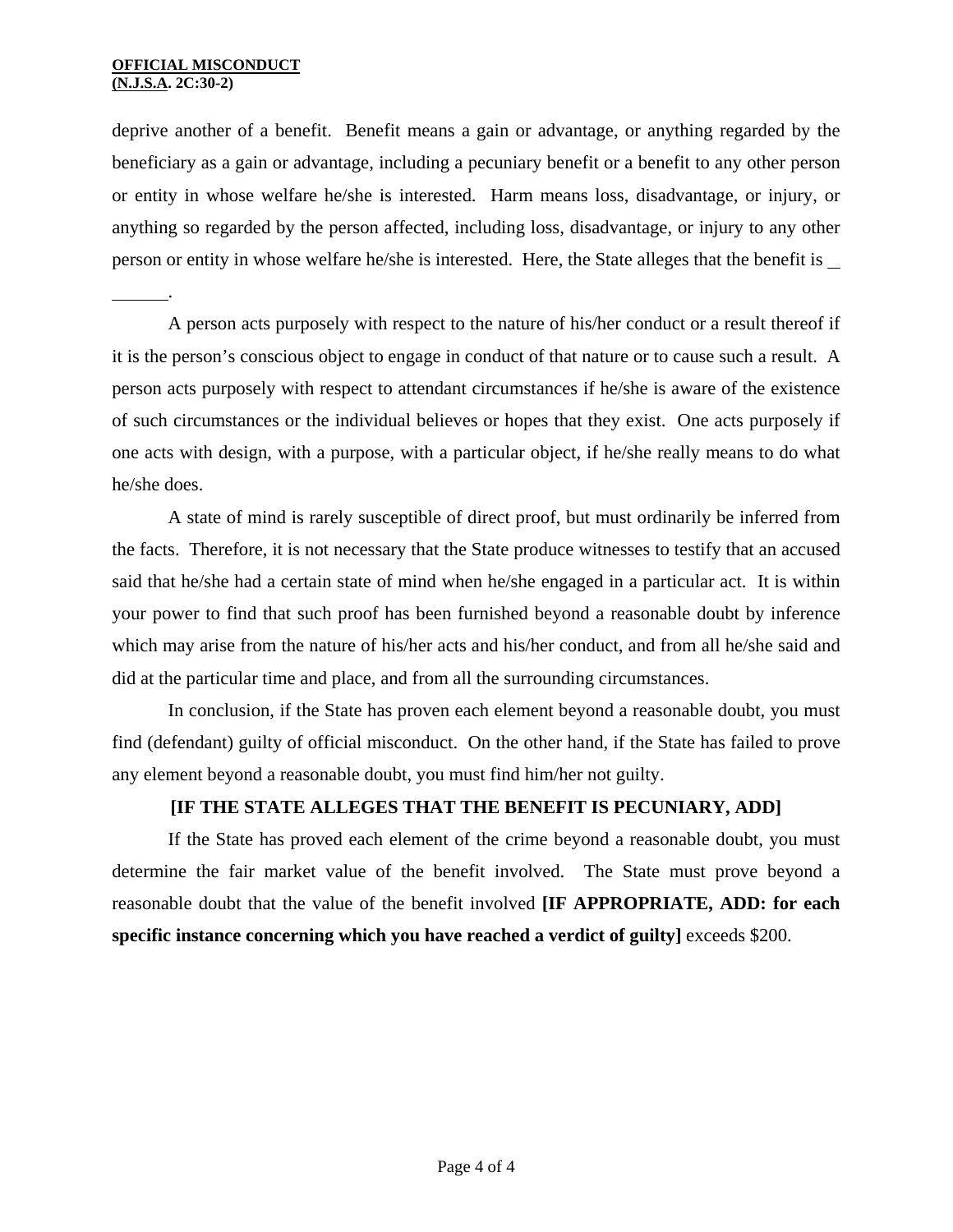deprive another of a benefit. Benefit means a gain or advantage, or anything regarded by the beneficiary as a gain or advantage, including a pecuniary benefit or a benefit to any other person or entity in whose welfare he/she is interested. Harm means loss, disadvantage, or injury, or anything so regarded by the person affected, including loss, disadvantage, or injury to any other person or entity in whose welfare he/she is interested. Here, the State alleges that the benefit is _______.

A person acts purposely with respect to the nature of his/her conduct or a result thereof if it is the person's conscious object to engage in conduct of that nature or to cause such a result. A person acts purposely with respect to attendant circumstances if he/she is aware of the existence of such circumstances or the individual believes or hopes that they exist. One acts purposely if one acts with design, with a purpose, with a particular object, if he/she really means to do what he/she does.

A state of mind is rarely susceptible of direct proof, but must ordinarily be inferred from the facts. Therefore, it is not necessary that the State produce witnesses to testify that an accused said that he/she had a certain state of mind when he/she engaged in a particular act. It is within your power to find that such proof has been furnished beyond a reasonable doubt by inference which may arise from the nature of his/her acts and his/her conduct, and from all he/she said and did at the particular time and place, and from all the surrounding circumstances.

In conclusion, if the State has proven each element beyond a reasonable doubt, you must find (defendant) guilty of official misconduct. On the other hand, if the State has failed to prove any element beyond a reasonable doubt, you must find him/her not guilty.

**[IF THE STATE ALLEGES THAT THE BENEFIT IS PECUNIARY, ADD]**

If the State has proved each element of the crime beyond a reasonable doubt, you must determine the fair market value of the benefit involved. The State must prove beyond a reasonable doubt that the value of the benefit involved **[IF APPROPRIATE, ADD: for each specific instance concerning which you have reached a verdict of guilty]** exceeds $200.